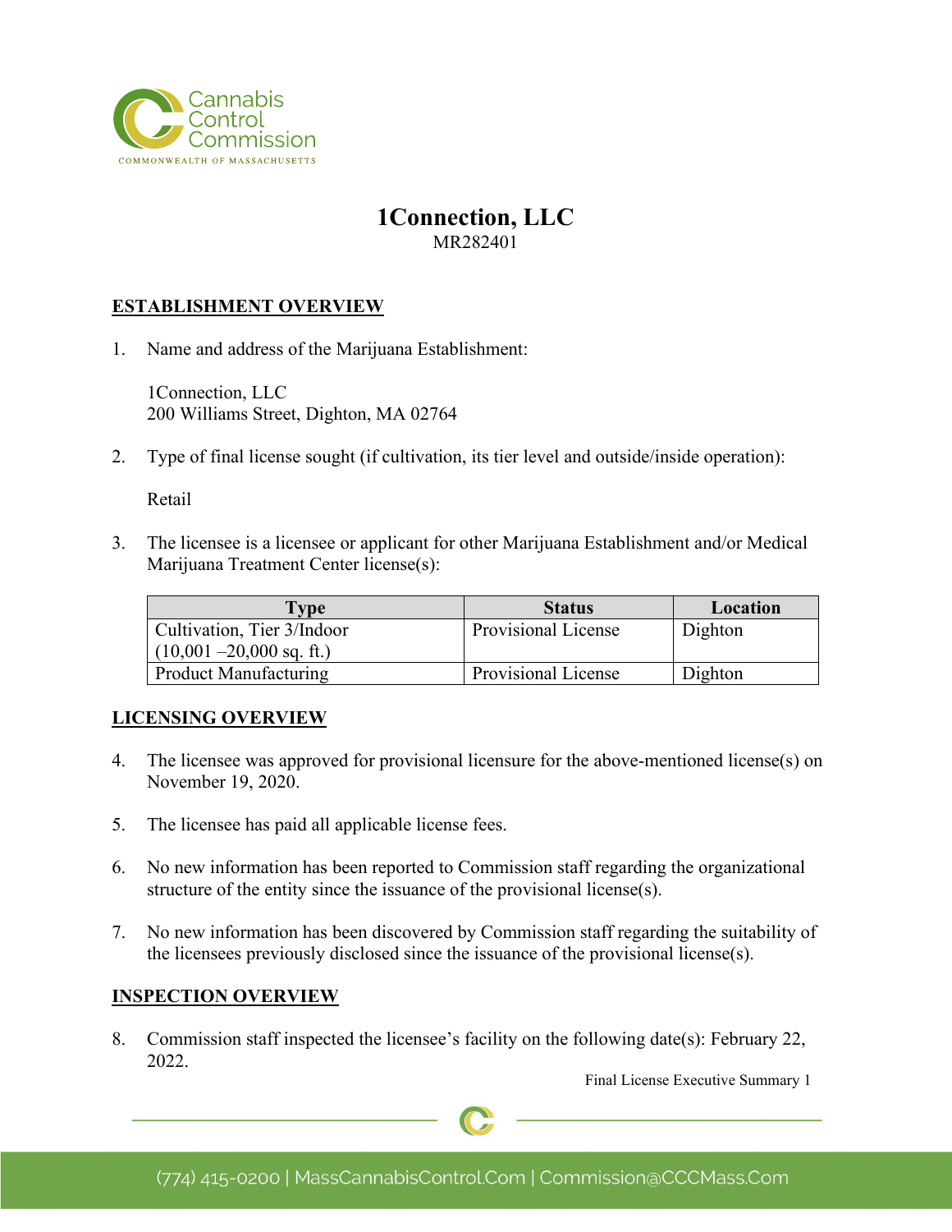# 1Connection, LLC

MR282401

## ESTABLISHMENT OVERVIEW

1. Name and address of the Marijuana Establishment:

   1Connection, LLC
   200 Williams Street, Dighton, MA 02764

2. Type of final license sought (if cultivation, its tier level and outside/inside operation):

   Retail

3. The licensee is a licensee or applicant for other Marijuana Establishment and/or Medical Marijuana Treatment Center license(s):

| Type | Status | Location |
|---|---|---|
| Cultivation, Tier 3/Indoor (10,001 –20,000 sq. ft.) | Provisional License | Dighton |
| Product Manufacturing | Provisional License | Dighton |

## LICENSING OVERVIEW

4. The licensee was approved for provisional licensure for the above-mentioned license(s) on November 19, 2020.

5. The licensee has paid all applicable license fees.

6. No new information has been reported to Commission staff regarding the organizational structure of the entity since the issuance of the provisional license(s).

7. No new information has been discovered by Commission staff regarding the suitability of the licensees previously disclosed since the issuance of the provisional license(s).

## INSPECTION OVERVIEW

8. Commission staff inspected the licensee's facility on the following date(s): February 22, 2022.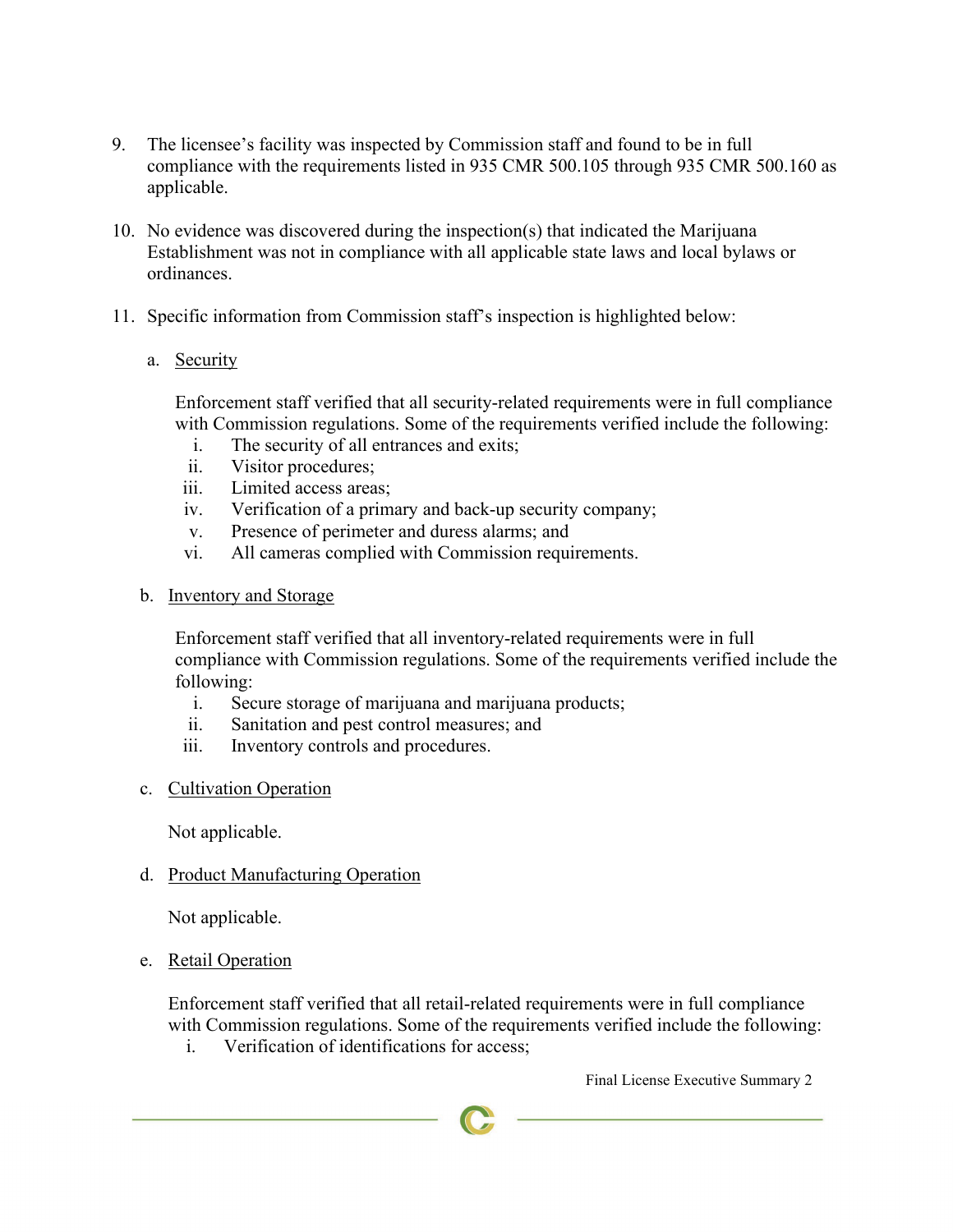9. The licensee's facility was inspected by Commission staff and found to be in full compliance with the requirements listed in 935 CMR 500.105 through 935 CMR 500.160 as applicable.

10. No evidence was discovered during the inspection(s) that indicated the Marijuana Establishment was not in compliance with all applicable state laws and local bylaws or ordinances.

11. Specific information from Commission staff's inspection is highlighted below:

    a. Security

       Enforcement staff verified that all security-related requirements were in full compliance with Commission regulations. Some of the requirements verified include the following:

       i. The security of all entrances and exits;
       ii. Visitor procedures;
       iii. Limited access areas;
       iv. Verification of a primary and back-up security company;
       v. Presence of perimeter and duress alarms; and
       vi. All cameras complied with Commission requirements.

    b. Inventory and Storage

       Enforcement staff verified that all inventory-related requirements were in full compliance with Commission regulations. Some of the requirements verified include the following:

       i. Secure storage of marijuana and marijuana products;
       ii. Sanitation and pest control measures; and
       iii. Inventory controls and procedures.

    c. Cultivation Operation

       Not applicable.

    d. Product Manufacturing Operation

       Not applicable.

    e. Retail Operation

       Enforcement staff verified that all retail-related requirements were in full compliance with Commission regulations. Some of the requirements verified include the following:

       i. Verification of identifications for access;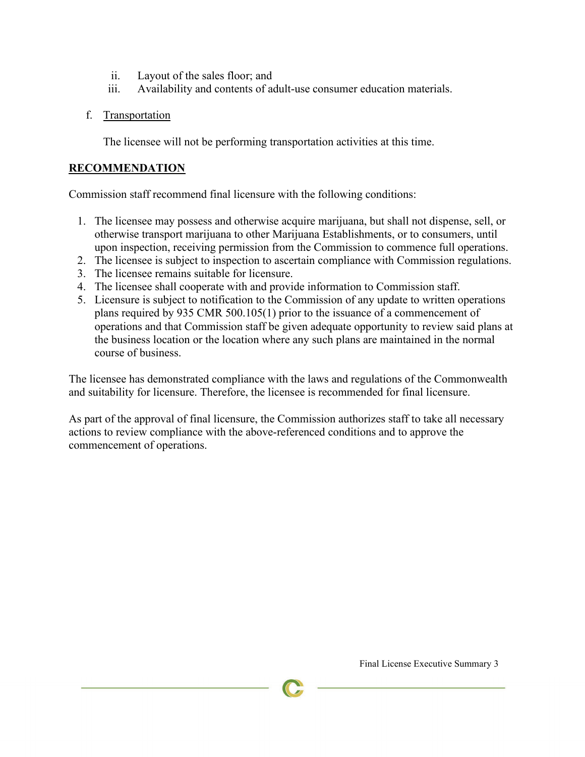ii. Layout of the sales floor; and
iii. Availability and contents of adult-use consumer education materials.

f. Transportation

The licensee will not be performing transportation activities at this time.

## RECOMMENDATION

Commission staff recommend final licensure with the following conditions:

1. The licensee may possess and otherwise acquire marijuana, but shall not dispense, sell, or otherwise transport marijuana to other Marijuana Establishments, or to consumers, until upon inspection, receiving permission from the Commission to commence full operations.
2. The licensee is subject to inspection to ascertain compliance with Commission regulations.
3. The licensee remains suitable for licensure.
4. The licensee shall cooperate with and provide information to Commission staff.
5. Licensure is subject to notification to the Commission of any update to written operations plans required by 935 CMR 500.105(1) prior to the issuance of a commencement of operations and that Commission staff be given adequate opportunity to review said plans at the business location or the location where any such plans are maintained in the normal course of business.

The licensee has demonstrated compliance with the laws and regulations of the Commonwealth and suitability for licensure. Therefore, the licensee is recommended for final licensure.

As part of the approval of final licensure, the Commission authorizes staff to take all necessary actions to review compliance with the above-referenced conditions and to approve the commencement of operations.